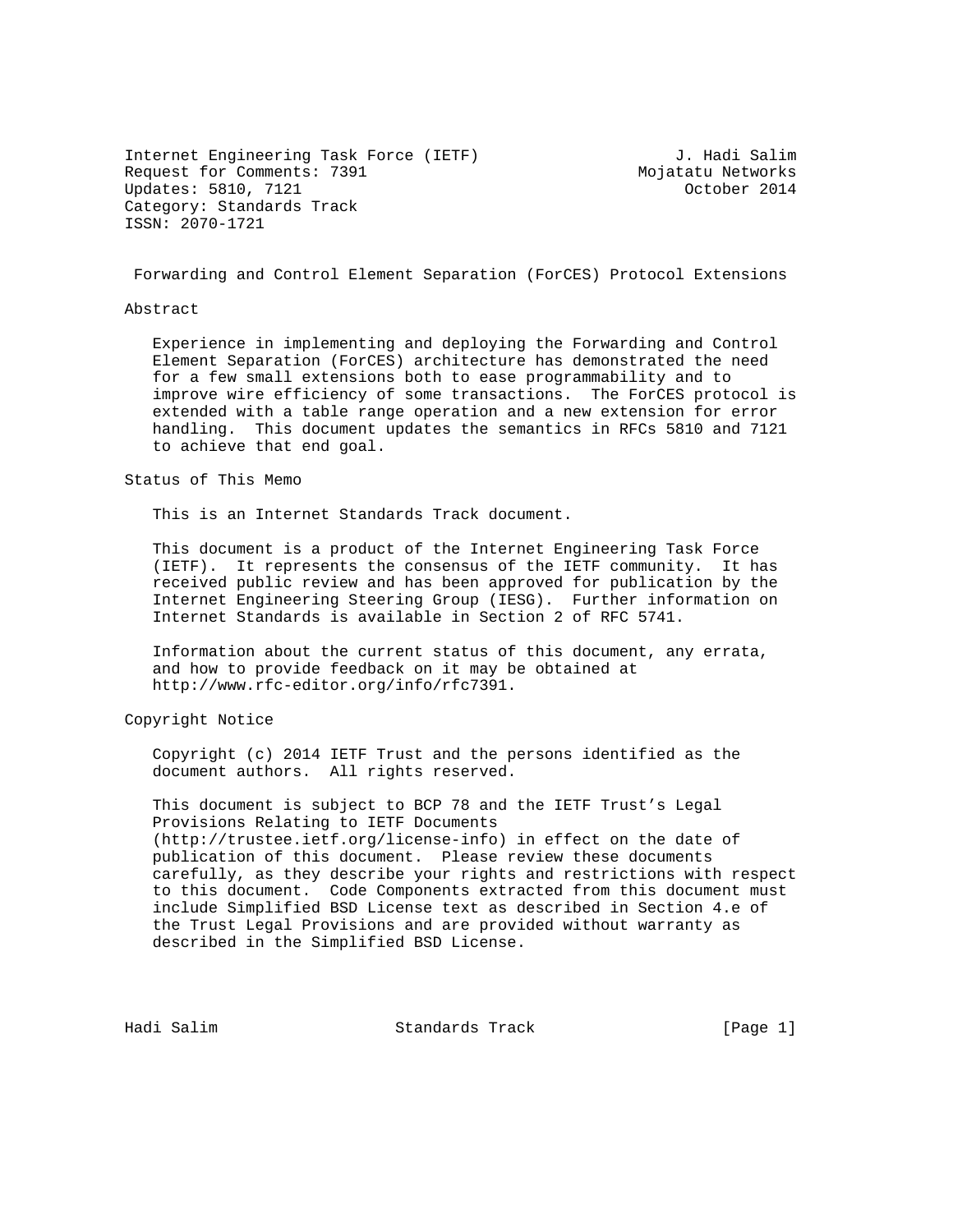Internet Engineering Task Force (IETF) J. Hadi Salim
Request for Comments: 7391 Mojatatu Networks
Updates: 5810, 7121 October 2014
Category: Standards Track
ISSN: 2070-1721

# Forwarding and Control Element Separation (ForCES) Protocol Extensions

## Abstract

Experience in implementing and deploying the Forwarding and Control Element Separation (ForCES) architecture has demonstrated the need for a few small extensions both to ease programmability and to improve wire efficiency of some transactions. The ForCES protocol is extended with a table range operation and a new extension for error handling. This document updates the semantics in RFCs 5810 and 7121 to achieve that end goal.

## Status of This Memo

This is an Internet Standards Track document.

This document is a product of the Internet Engineering Task Force (IETF). It represents the consensus of the IETF community. It has received public review and has been approved for publication by the Internet Engineering Steering Group (IESG). Further information on Internet Standards is available in Section 2 of RFC 5741.

Information about the current status of this document, any errata, and how to provide feedback on it may be obtained at http://www.rfc-editor.org/info/rfc7391.

## Copyright Notice

Copyright (c) 2014 IETF Trust and the persons identified as the document authors. All rights reserved.

This document is subject to BCP 78 and the IETF Trust's Legal Provisions Relating to IETF Documents (http://trustee.ietf.org/license-info) in effect on the date of publication of this document. Please review these documents carefully, as they describe your rights and restrictions with respect to this document. Code Components extracted from this document must include Simplified BSD License text as described in Section 4.e of the Trust Legal Provisions and are provided without warranty as described in the Simplified BSD License.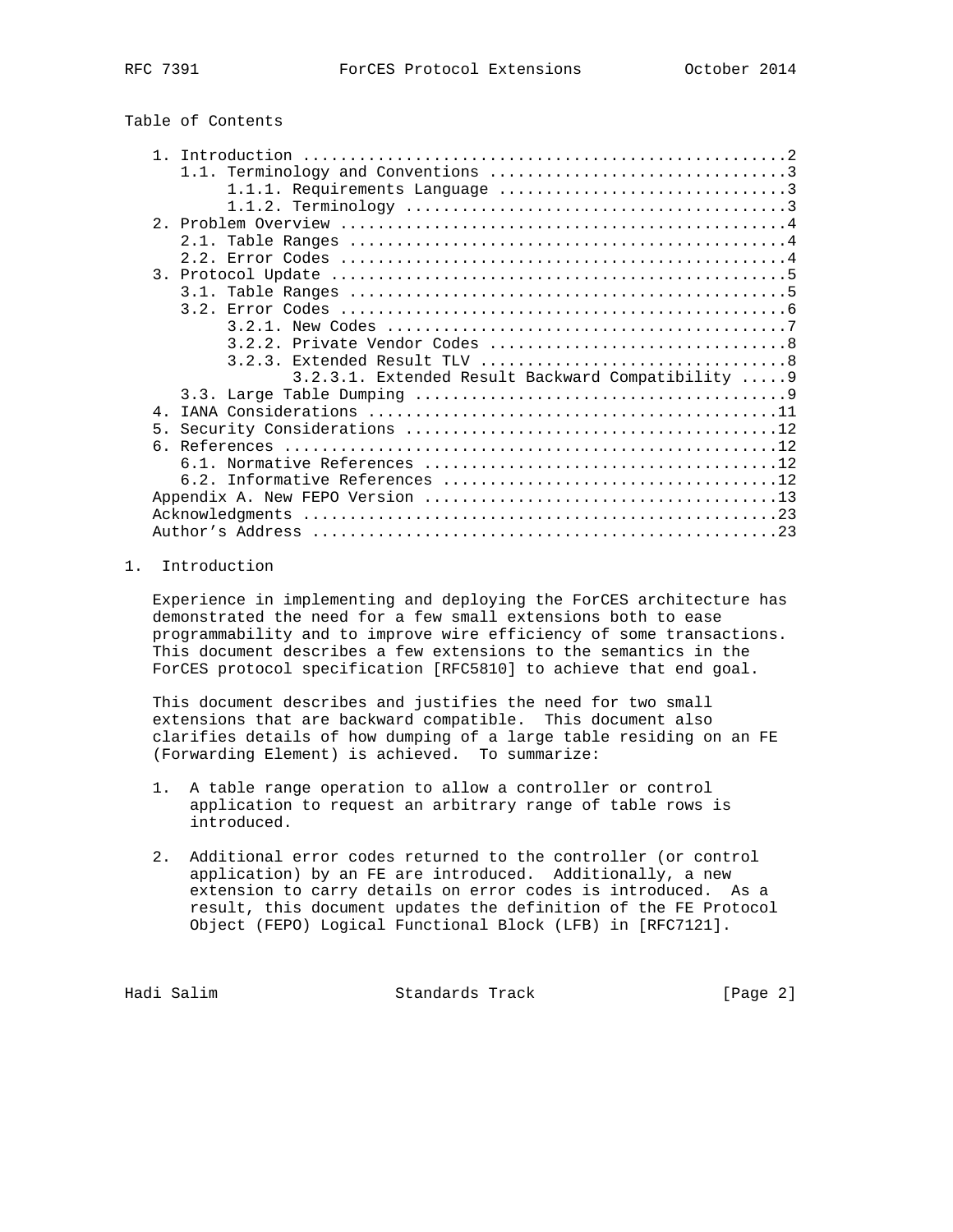Table of Contents

```
   1. Introduction ....................................................2
      1.1. Terminology and Conventions ................................3
           1.1.1. Requirements Language ...............................3
           1.1.2. Terminology .........................................3
   2. Problem Overview ................................................4
      2.1. Table Ranges ...............................................4
      2.2. Error Codes ................................................4
   3. Protocol Update .................................................5
      3.1. Table Ranges ...............................................5
      3.2. Error Codes ................................................6
           3.2.1. New Codes ...........................................7
           3.2.2. Private Vendor Codes ................................8
           3.2.3. Extended Result TLV .................................8
                  3.2.3.1. Extended Result Backward Compatibility .....9
      3.3. Large Table Dumping ........................................9
   4. IANA Considerations ............................................11
   5. Security Considerations ........................................12
   6. References .....................................................12
      6.1. Normative References ......................................12
      6.2. Informative References ....................................12
   Appendix A. New FEPO Version ......................................13
   Acknowledgments ...................................................23
   Author's Address ..................................................23
```

## 1. Introduction

Experience in implementing and deploying the ForCES architecture has demonstrated the need for a few small extensions both to ease programmability and to improve wire efficiency of some transactions. This document describes a few extensions to the semantics in the ForCES protocol specification [RFC5810] to achieve that end goal.

This document describes and justifies the need for two small extensions that are backward compatible. This document also clarifies details of how dumping of a large table residing on an FE (Forwarding Element) is achieved. To summarize:

1. A table range operation to allow a controller or control application to request an arbitrary range of table rows is introduced.

2. Additional error codes returned to the controller (or control application) by an FE are introduced. Additionally, a new extension to carry details on error codes is introduced. As a result, this document updates the definition of the FE Protocol Object (FEPO) Logical Functional Block (LFB) in [RFC7121].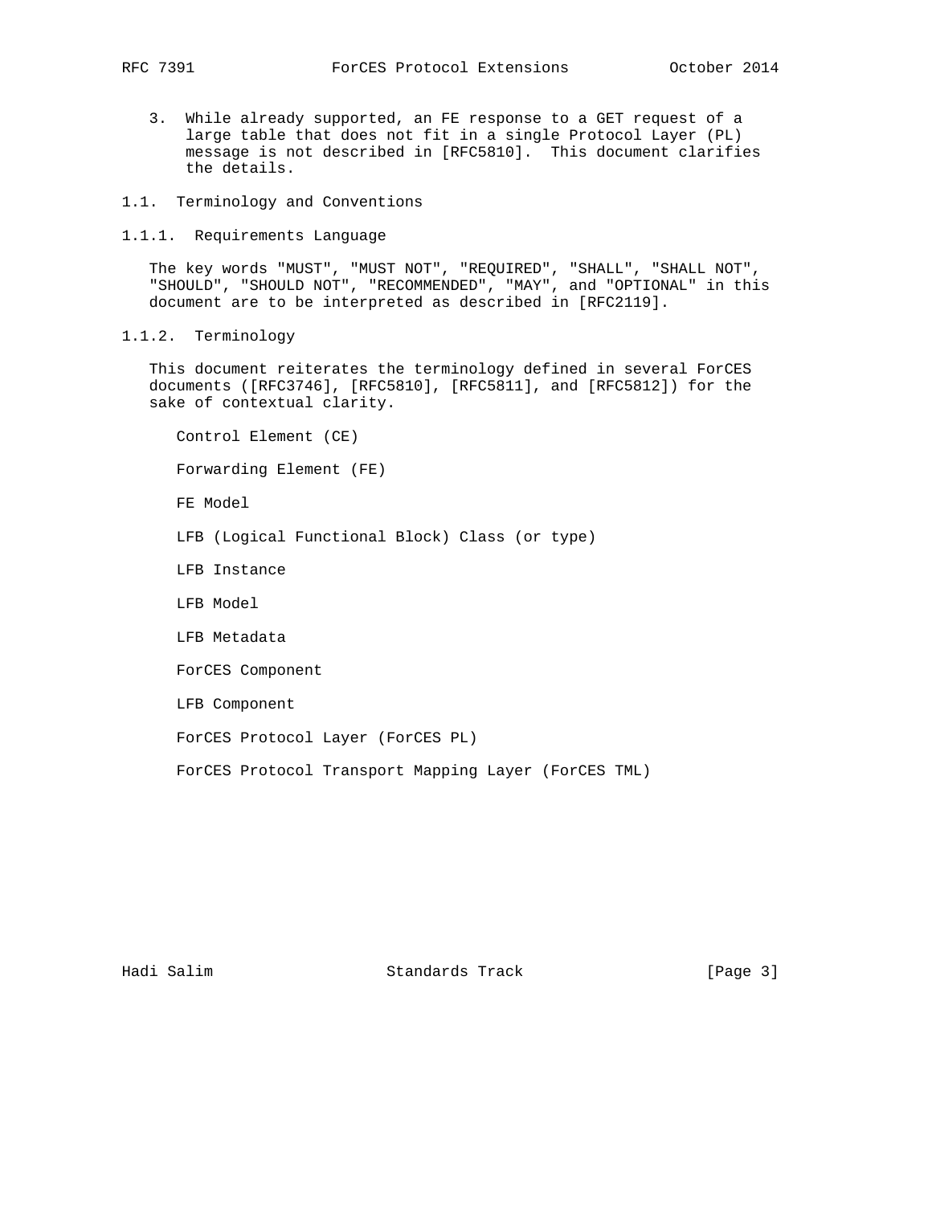3. While already supported, an FE response to a GET request of a large table that does not fit in a single Protocol Layer (PL) message is not described in [RFC5810]. This document clarifies the details.

## 1.1. Terminology and Conventions

### 1.1.1. Requirements Language

The key words "MUST", "MUST NOT", "REQUIRED", "SHALL", "SHALL NOT", "SHOULD", "SHOULD NOT", "RECOMMENDED", "MAY", and "OPTIONAL" in this document are to be interpreted as described in [RFC2119].

### 1.1.2. Terminology

This document reiterates the terminology defined in several ForCES documents ([RFC3746], [RFC5810], [RFC5811], and [RFC5812]) for the sake of contextual clarity.

Control Element (CE)

Forwarding Element (FE)

FE Model

LFB (Logical Functional Block) Class (or type)

LFB Instance

LFB Model

LFB Metadata

ForCES Component

LFB Component

ForCES Protocol Layer (ForCES PL)

ForCES Protocol Transport Mapping Layer (ForCES TML)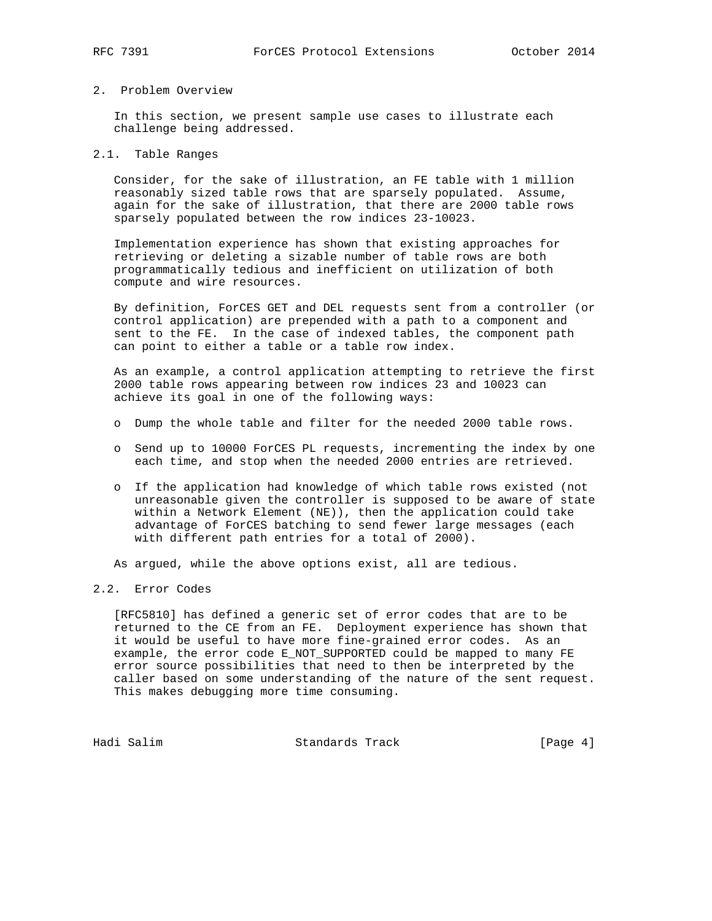## 2. Problem Overview

In this section, we present sample use cases to illustrate each challenge being addressed.

### 2.1. Table Ranges

Consider, for the sake of illustration, an FE table with 1 million reasonably sized table rows that are sparsely populated. Assume, again for the sake of illustration, that there are 2000 table rows sparsely populated between the row indices 23-10023.

Implementation experience has shown that existing approaches for retrieving or deleting a sizable number of table rows are both programmatically tedious and inefficient on utilization of both compute and wire resources.

By definition, ForCES GET and DEL requests sent from a controller (or control application) are prepended with a path to a component and sent to the FE. In the case of indexed tables, the component path can point to either a table or a table row index.

As an example, a control application attempting to retrieve the first 2000 table rows appearing between row indices 23 and 10023 can achieve its goal in one of the following ways:

- Dump the whole table and filter for the needed 2000 table rows.
- Send up to 10000 ForCES PL requests, incrementing the index by one each time, and stop when the needed 2000 entries are retrieved.
- If the application had knowledge of which table rows existed (not unreasonable given the controller is supposed to be aware of state within a Network Element (NE)), then the application could take advantage of ForCES batching to send fewer large messages (each with different path entries for a total of 2000).

As argued, while the above options exist, all are tedious.

### 2.2. Error Codes

[RFC5810] has defined a generic set of error codes that are to be returned to the CE from an FE. Deployment experience has shown that it would be useful to have more fine-grained error codes. As an example, the error code E_NOT_SUPPORTED could be mapped to many FE error source possibilities that need to then be interpreted by the caller based on some understanding of the nature of the sent request. This makes debugging more time consuming.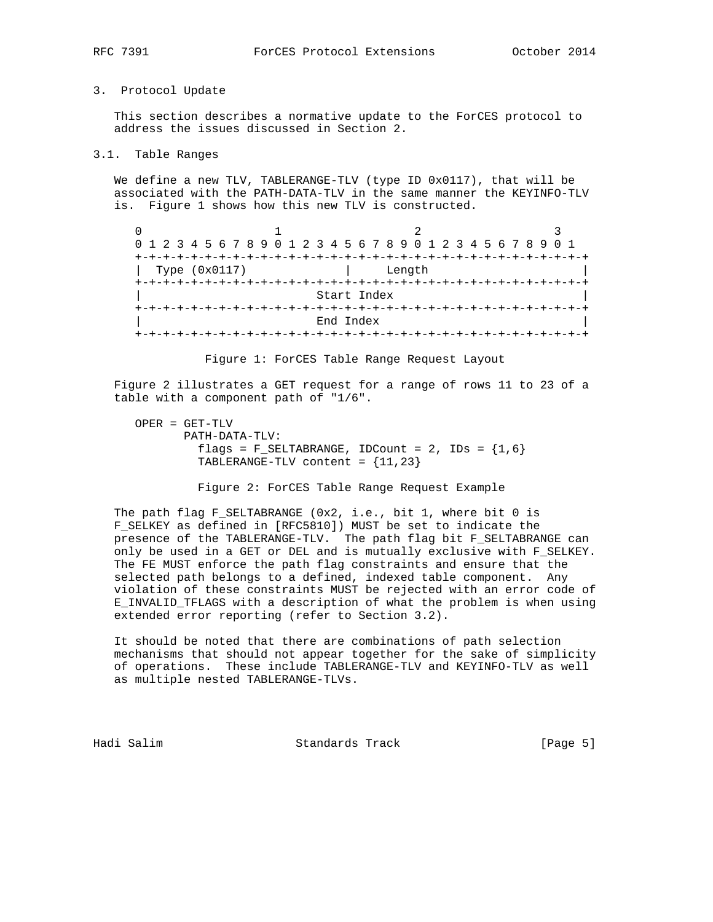## 3. Protocol Update

This section describes a normative update to the ForCES protocol to address the issues discussed in Section 2.

### 3.1. Table Ranges

We define a new TLV, TABLERANGE-TLV (type ID 0x0117), that will be associated with the PATH-DATA-TLV in the same manner the KEYINFO-TLV is. Figure 1 shows how this new TLV is constructed.

```
 0                   1                   2                   3
 0 1 2 3 4 5 6 7 8 9 0 1 2 3 4 5 6 7 8 9 0 1 2 3 4 5 6 7 8 9 0 1
+-+-+-+-+-+-+-+-+-+-+-+-+-+-+-+-+-+-+-+-+-+-+-+-+-+-+-+-+-+-+-+-+
|  Type (0x0117)                |     Length                    |
+-+-+-+-+-+-+-+-+-+-+-+-+-+-+-+-+-+-+-+-+-+-+-+-+-+-+-+-+-+-+-+-+
|                         Start Index                           |
+-+-+-+-+-+-+-+-+-+-+-+-+-+-+-+-+-+-+-+-+-+-+-+-+-+-+-+-+-+-+-+-+
|                         End Index                             |
+-+-+-+-+-+-+-+-+-+-+-+-+-+-+-+-+-+-+-+-+-+-+-+-+-+-+-+-+-+-+-+-+
```

Figure 1: ForCES Table Range Request Layout

Figure 2 illustrates a GET request for a range of rows 11 to 23 of a table with a component path of "1/6".

```
OPER = GET-TLV
       PATH-DATA-TLV:
         flags = F_SELTABRANGE, IDCount = 2, IDs = {1,6}
         TABLERANGE-TLV content = {11,23}
```

Figure 2: ForCES Table Range Request Example

The path flag F_SELTABRANGE (0x2, i.e., bit 1, where bit 0 is F_SELKEY as defined in [RFC5810]) MUST be set to indicate the presence of the TABLERANGE-TLV. The path flag bit F_SELTABRANGE can only be used in a GET or DEL and is mutually exclusive with F_SELKEY. The FE MUST enforce the path flag constraints and ensure that the selected path belongs to a defined, indexed table component. Any violation of these constraints MUST be rejected with an error code of E_INVALID_TFLAGS with a description of what the problem is when using extended error reporting (refer to Section 3.2).

It should be noted that there are combinations of path selection mechanisms that should not appear together for the sake of simplicity of operations. These include TABLERANGE-TLV and KEYINFO-TLV as well as multiple nested TABLERANGE-TLVs.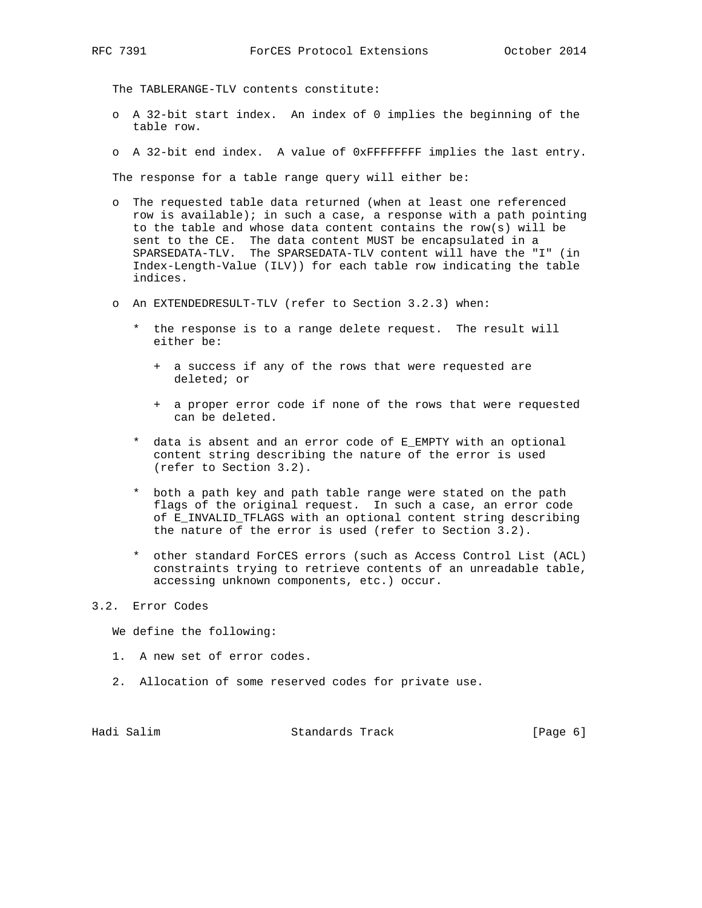The TABLERANGE-TLV contents constitute:

- A 32-bit start index. An index of 0 implies the beginning of the table row.
- A 32-bit end index. A value of 0xFFFFFFFF implies the last entry.

The response for a table range query will either be:

- The requested table data returned (when at least one referenced row is available); in such a case, a response with a path pointing to the table and whose data content contains the row(s) will be sent to the CE. The data content MUST be encapsulated in a SPARSEDATA-TLV. The SPARSEDATA-TLV content will have the "I" (in Index-Length-Value (ILV)) for each table row indicating the table indices.
- An EXTENDEDRESULT-TLV (refer to Section 3.2.3) when:
  - the response is to a range delete request. The result will either be:
    - a success if any of the rows that were requested are deleted; or
    - a proper error code if none of the rows that were requested can be deleted.
  - data is absent and an error code of E_EMPTY with an optional content string describing the nature of the error is used (refer to Section 3.2).
  - both a path key and path table range were stated on the path flags of the original request. In such a case, an error code of E_INVALID_TFLAGS with an optional content string describing the nature of the error is used (refer to Section 3.2).
  - other standard ForCES errors (such as Access Control List (ACL) constraints trying to retrieve contents of an unreadable table, accessing unknown components, etc.) occur.

## 3.2. Error Codes

We define the following:

1. A new set of error codes.
2. Allocation of some reserved codes for private use.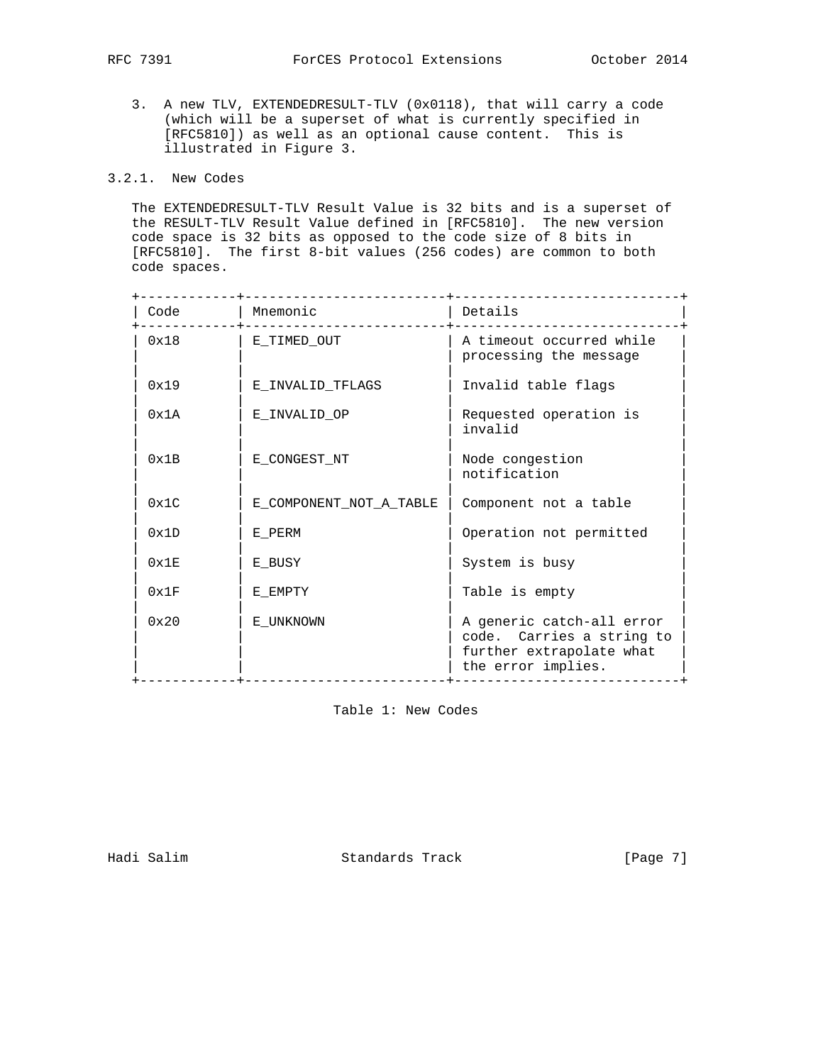3. A new TLV, EXTENDEDRESULT-TLV (0x0118), that will carry a code (which will be a superset of what is currently specified in [RFC5810]) as well as an optional cause content. This is illustrated in Figure 3.

### 3.2.1. New Codes

The EXTENDEDRESULT-TLV Result Value is 32 bits and is a superset of the RESULT-TLV Result Value defined in [RFC5810]. The new version code space is 32 bits as opposed to the code size of 8 bits in [RFC5810]. The first 8-bit values (256 codes) are common to both code spaces.

| Code | Mnemonic | Details |
|---|---|---|
| 0x18 | E_TIMED_OUT | A timeout occurred while processing the message |
| 0x19 | E_INVALID_TFLAGS | Invalid table flags |
| 0x1A | E_INVALID_OP | Requested operation is invalid |
| 0x1B | E_CONGEST_NT | Node congestion notification |
| 0x1C | E_COMPONENT_NOT_A_TABLE | Component not a table |
| 0x1D | E_PERM | Operation not permitted |
| 0x1E | E_BUSY | System is busy |
| 0x1F | E_EMPTY | Table is empty |
| 0x20 | E_UNKNOWN | A generic catch-all error code. Carries a string to further extrapolate what the error implies. |

Table 1: New Codes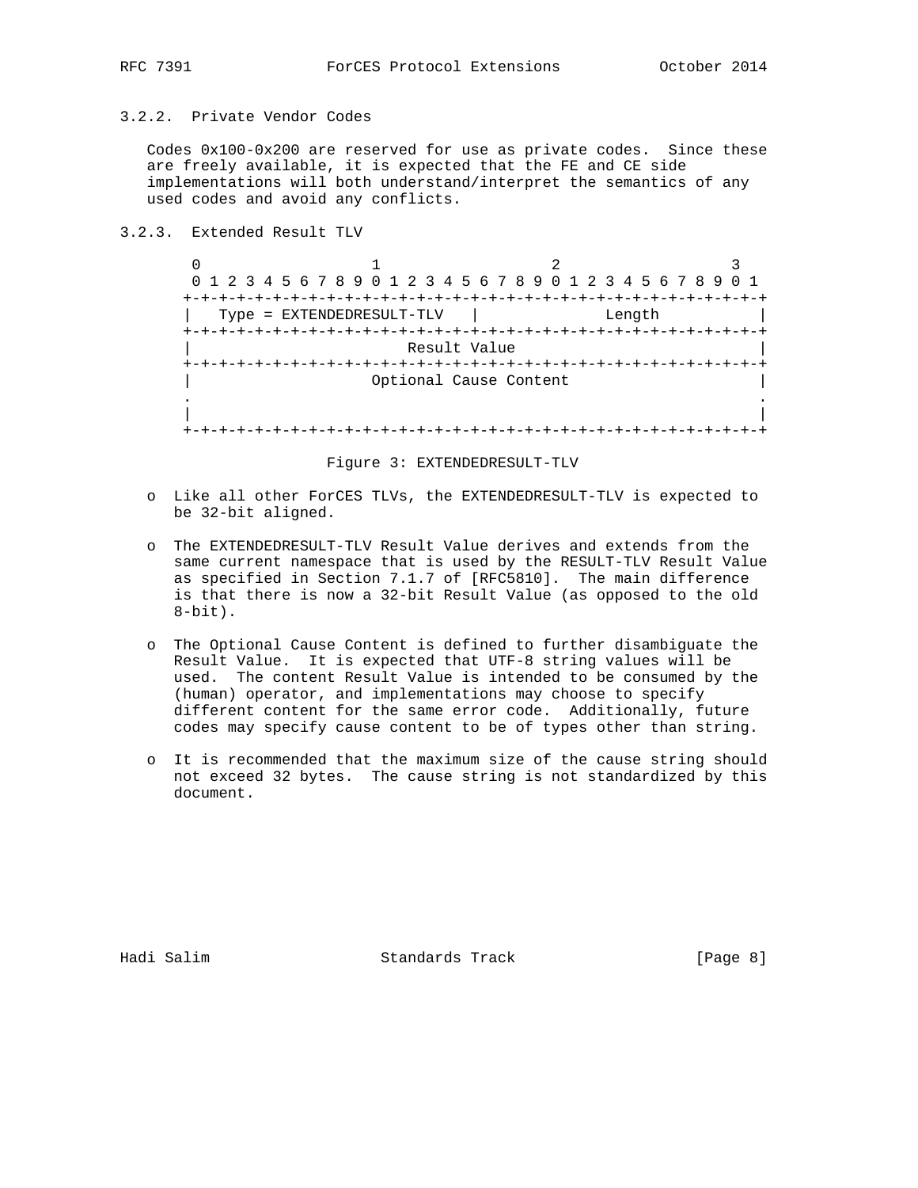### 3.2.2. Private Vendor Codes

Codes 0x100-0x200 are reserved for use as private codes. Since these are freely available, it is expected that the FE and CE side implementations will both understand/interpret the semantics of any used codes and avoid any conflicts.

### 3.2.3. Extended Result TLV

```
 0                   1                   2                   3
 0 1 2 3 4 5 6 7 8 9 0 1 2 3 4 5 6 7 8 9 0 1 2 3 4 5 6 7 8 9 0 1
+-+-+-+-+-+-+-+-+-+-+-+-+-+-+-+-+-+-+-+-+-+-+-+-+-+-+-+-+-+-+-+-+
|   Type = EXTENDEDRESULT-TLV   |             Length            |
+-+-+-+-+-+-+-+-+-+-+-+-+-+-+-+-+-+-+-+-+-+-+-+-+-+-+-+-+-+-+-+-+
|                          Result Value                         |
+-+-+-+-+-+-+-+-+-+-+-+-+-+-+-+-+-+-+-+-+-+-+-+-+-+-+-+-+-+-+-+-+
|                    Optional Cause Content                     |
.                                                               .
|                                                               |
+-+-+-+-+-+-+-+-+-+-+-+-+-+-+-+-+-+-+-+-+-+-+-+-+-+-+-+-+-+-+-+-+
```

Figure 3: EXTENDEDRESULT-TLV

- Like all other ForCES TLVs, the EXTENDEDRESULT-TLV is expected to be 32-bit aligned.
- The EXTENDEDRESULT-TLV Result Value derives and extends from the same current namespace that is used by the RESULT-TLV Result Value as specified in Section 7.1.7 of [RFC5810]. The main difference is that there is now a 32-bit Result Value (as opposed to the old 8-bit).
- The Optional Cause Content is defined to further disambiguate the Result Value. It is expected that UTF-8 string values will be used. The content Result Value is intended to be consumed by the (human) operator, and implementations may choose to specify different content for the same error code. Additionally, future codes may specify cause content to be of types other than string.
- It is recommended that the maximum size of the cause string should not exceed 32 bytes. The cause string is not standardized by this document.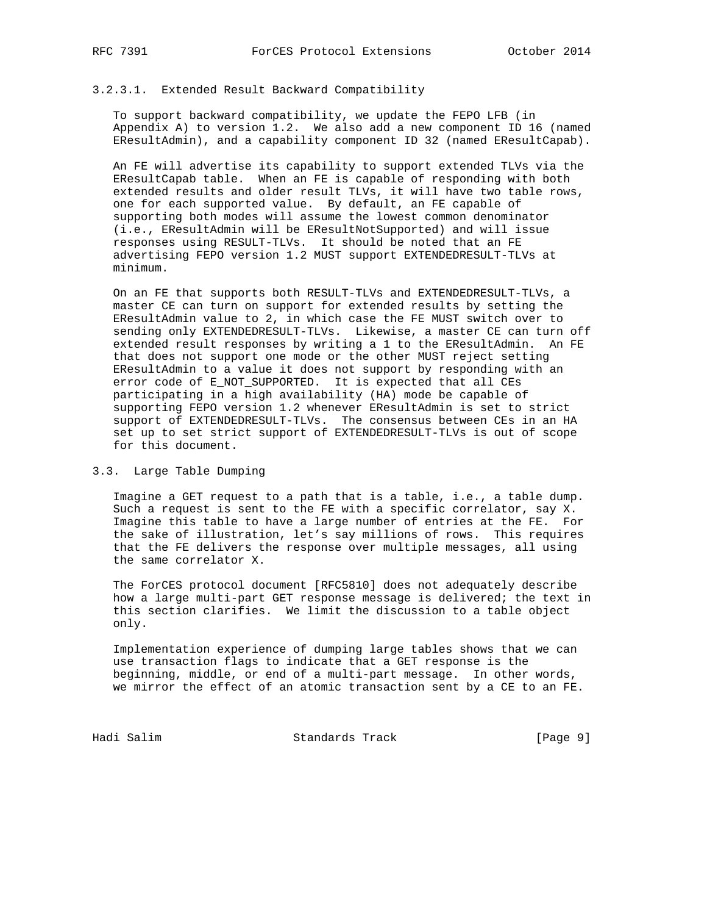#### 3.2.3.1. Extended Result Backward Compatibility

To support backward compatibility, we update the FEPO LFB (in Appendix A) to version 1.2. We also add a new component ID 16 (named EResultAdmin), and a capability component ID 32 (named EResultCapab).

An FE will advertise its capability to support extended TLVs via the EResultCapab table. When an FE is capable of responding with both extended results and older result TLVs, it will have two table rows, one for each supported value. By default, an FE capable of supporting both modes will assume the lowest common denominator (i.e., EResultAdmin will be EResultNotSupported) and will issue responses using RESULT-TLVs. It should be noted that an FE advertising FEPO version 1.2 MUST support EXTENDEDRESULT-TLVs at minimum.

On an FE that supports both RESULT-TLVs and EXTENDEDRESULT-TLVs, a master CE can turn on support for extended results by setting the EResultAdmin value to 2, in which case the FE MUST switch over to sending only EXTENDEDRESULT-TLVs. Likewise, a master CE can turn off extended result responses by writing a 1 to the EResultAdmin. An FE that does not support one mode or the other MUST reject setting EResultAdmin to a value it does not support by responding with an error code of E_NOT_SUPPORTED. It is expected that all CEs participating in a high availability (HA) mode be capable of supporting FEPO version 1.2 whenever EResultAdmin is set to strict support of EXTENDEDRESULT-TLVs. The consensus between CEs in an HA set up to set strict support of EXTENDEDRESULT-TLVs is out of scope for this document.

### 3.3. Large Table Dumping

Imagine a GET request to a path that is a table, i.e., a table dump. Such a request is sent to the FE with a specific correlator, say X. Imagine this table to have a large number of entries at the FE. For the sake of illustration, let's say millions of rows. This requires that the FE delivers the response over multiple messages, all using the same correlator X.

The ForCES protocol document [RFC5810] does not adequately describe how a large multi-part GET response message is delivered; the text in this section clarifies. We limit the discussion to a table object only.

Implementation experience of dumping large tables shows that we can use transaction flags to indicate that a GET response is the beginning, middle, or end of a multi-part message. In other words, we mirror the effect of an atomic transaction sent by a CE to an FE.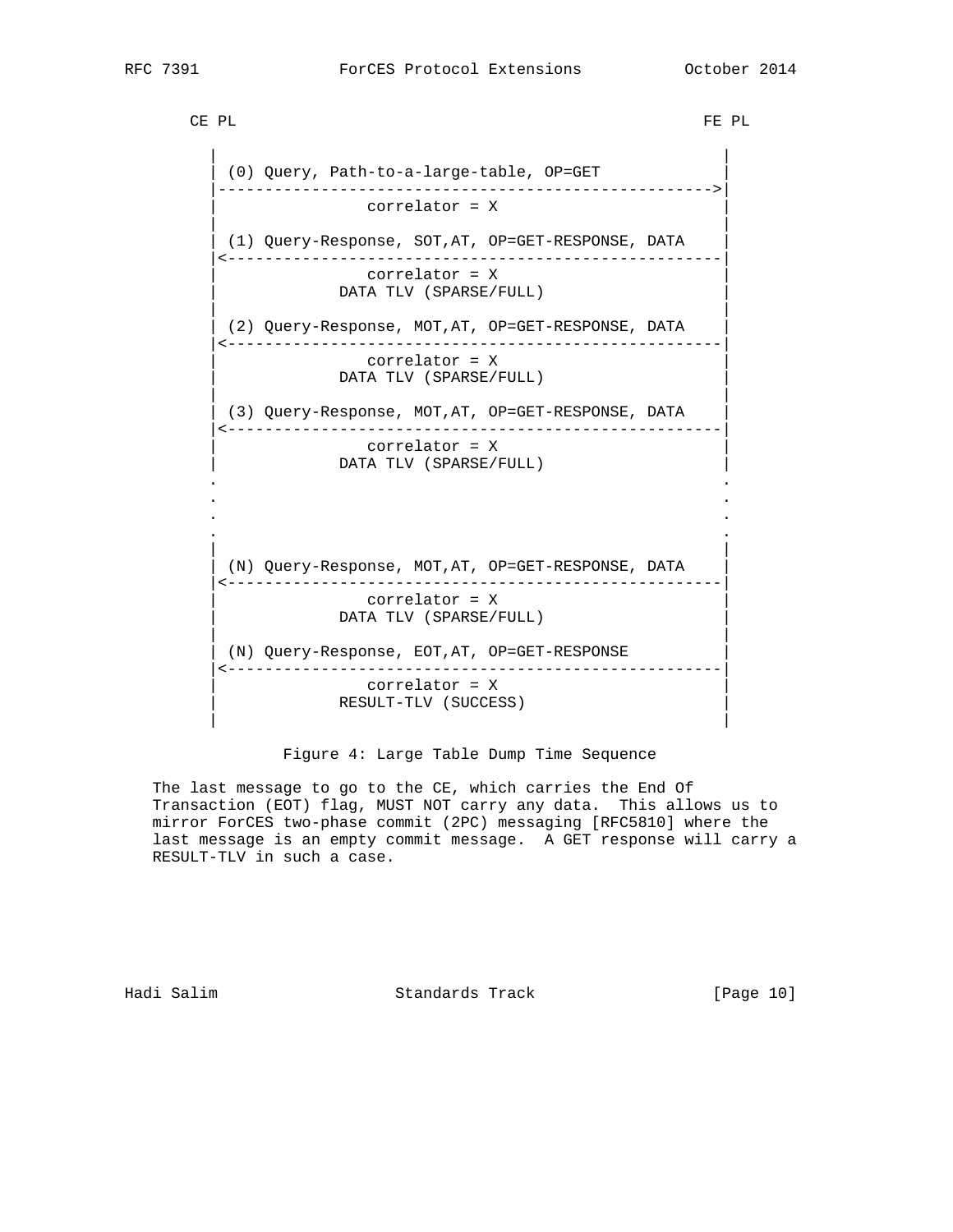```
       CE PL                                                  FE PL

          |                                                     |
          | (0) Query, Path-to-a-large-table, OP=GET            |
          |---------------------------------------------------->|
          |               correlator = X                        |
          |                                                     |
          | (1) Query-Response, SOT,AT, OP=GET-RESPONSE, DATA   |
          |<----------------------------------------------------|
          |               correlator = X                        |
          |            DATA TLV (SPARSE/FULL)                   |
          |                                                     |
          | (2) Query-Response, MOT,AT, OP=GET-RESPONSE, DATA   |
          |<----------------------------------------------------|
          |               correlator = X                        |
          |            DATA TLV (SPARSE/FULL)                   |
          |                                                     |
          | (3) Query-Response, MOT,AT, OP=GET-RESPONSE, DATA   |
          |<----------------------------------------------------|
          |               correlator = X                        |
          |            DATA TLV (SPARSE/FULL)                   |
          .                                                     .
          .                                                     .
          .                                                     .
          .                                                     .
          |                                                     |
          | (N) Query-Response, MOT,AT, OP=GET-RESPONSE, DATA   |
          |<----------------------------------------------------|
          |               correlator = X                        |
          |            DATA TLV (SPARSE/FULL)                   |
          |                                                     |
          | (N) Query-Response, EOT,AT, OP=GET-RESPONSE         |
          |<----------------------------------------------------|
          |               correlator = X                        |
          |            RESULT-TLV (SUCCESS)                     |
          |                                                     |
```

Figure 4: Large Table Dump Time Sequence

The last message to go to the CE, which carries the End Of Transaction (EOT) flag, MUST NOT carry any data. This allows us to mirror ForCES two-phase commit (2PC) messaging [RFC5810] where the last message is an empty commit message. A GET response will carry a RESULT-TLV in such a case.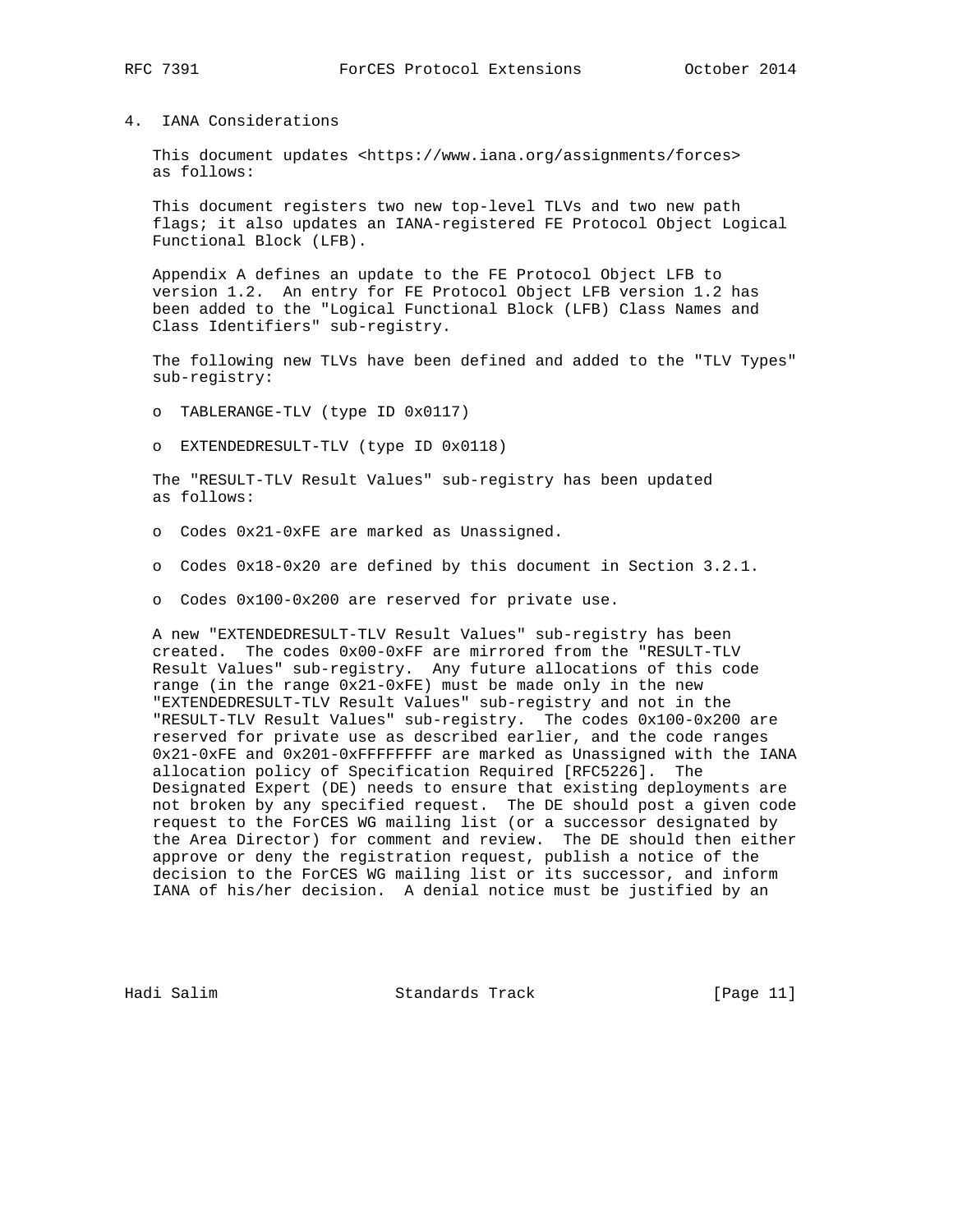## 4. IANA Considerations

This document updates <https://www.iana.org/assignments/forces> as follows:

This document registers two new top-level TLVs and two new path flags; it also updates an IANA-registered FE Protocol Object Logical Functional Block (LFB).

Appendix A defines an update to the FE Protocol Object LFB to version 1.2. An entry for FE Protocol Object LFB version 1.2 has been added to the "Logical Functional Block (LFB) Class Names and Class Identifiers" sub-registry.

The following new TLVs have been defined and added to the "TLV Types" sub-registry:

- TABLERANGE-TLV (type ID 0x0117)
- EXTENDEDRESULT-TLV (type ID 0x0118)

The "RESULT-TLV Result Values" sub-registry has been updated as follows:

- Codes 0x21-0xFE are marked as Unassigned.
- Codes 0x18-0x20 are defined by this document in Section 3.2.1.
- Codes 0x100-0x200 are reserved for private use.

A new "EXTENDEDRESULT-TLV Result Values" sub-registry has been created. The codes 0x00-0xFF are mirrored from the "RESULT-TLV Result Values" sub-registry. Any future allocations of this code range (in the range 0x21-0xFE) must be made only in the new "EXTENDEDRESULT-TLV Result Values" sub-registry and not in the "RESULT-TLV Result Values" sub-registry. The codes 0x100-0x200 are reserved for private use as described earlier, and the code ranges 0x21-0xFE and 0x201-0xFFFFFFFF are marked as Unassigned with the IANA allocation policy of Specification Required [RFC5226]. The Designated Expert (DE) needs to ensure that existing deployments are not broken by any specified request. The DE should post a given code request to the ForCES WG mailing list (or a successor designated by the Area Director) for comment and review. The DE should then either approve or deny the registration request, publish a notice of the decision to the ForCES WG mailing list or its successor, and inform IANA of his/her decision. A denial notice must be justified by an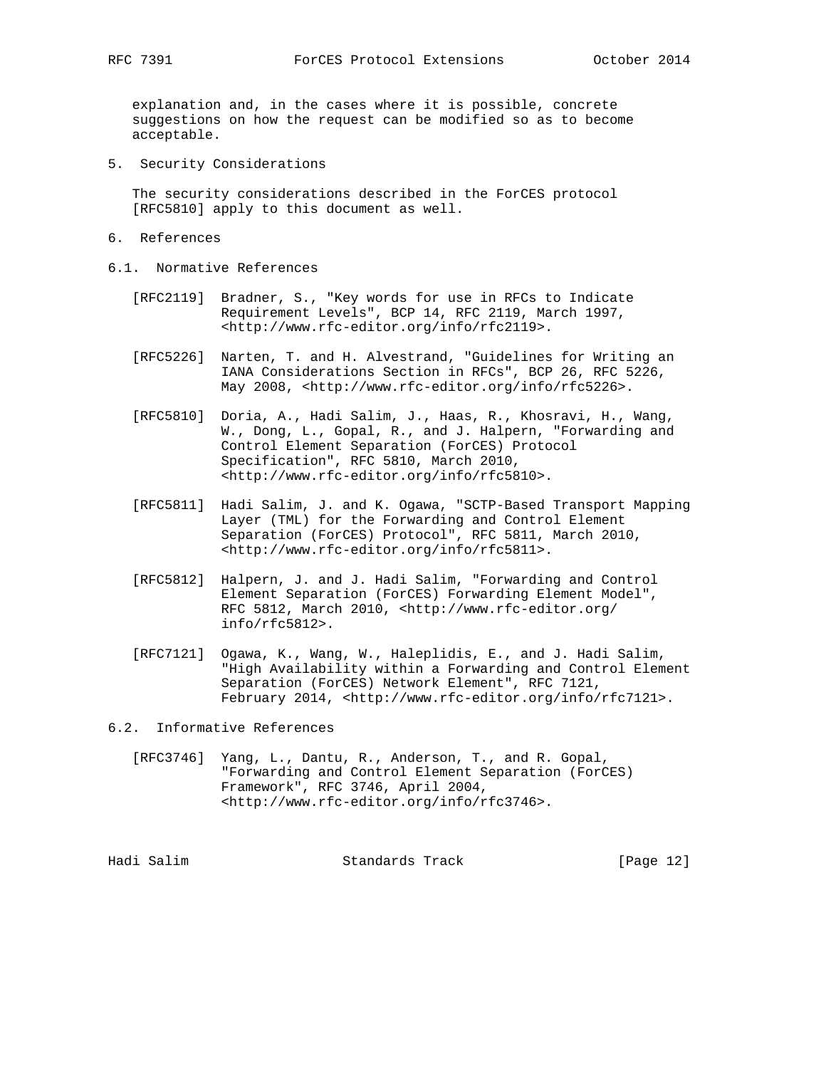explanation and, in the cases where it is possible, concrete suggestions on how the request can be modified so as to become acceptable.

## 5. Security Considerations

The security considerations described in the ForCES protocol [RFC5810] apply to this document as well.

## 6. References

### 6.1. Normative References

[RFC2119] Bradner, S., "Key words for use in RFCs to Indicate Requirement Levels", BCP 14, RFC 2119, March 1997, <http://www.rfc-editor.org/info/rfc2119>.

[RFC5226] Narten, T. and H. Alvestrand, "Guidelines for Writing an IANA Considerations Section in RFCs", BCP 26, RFC 5226, May 2008, <http://www.rfc-editor.org/info/rfc5226>.

[RFC5810] Doria, A., Hadi Salim, J., Haas, R., Khosravi, H., Wang, W., Dong, L., Gopal, R., and J. Halpern, "Forwarding and Control Element Separation (ForCES) Protocol Specification", RFC 5810, March 2010, <http://www.rfc-editor.org/info/rfc5810>.

[RFC5811] Hadi Salim, J. and K. Ogawa, "SCTP-Based Transport Mapping Layer (TML) for the Forwarding and Control Element Separation (ForCES) Protocol", RFC 5811, March 2010, <http://www.rfc-editor.org/info/rfc5811>.

[RFC5812] Halpern, J. and J. Hadi Salim, "Forwarding and Control Element Separation (ForCES) Forwarding Element Model", RFC 5812, March 2010, <http://www.rfc-editor.org/info/rfc5812>.

[RFC7121] Ogawa, K., Wang, W., Haleplidis, E., and J. Hadi Salim, "High Availability within a Forwarding and Control Element Separation (ForCES) Network Element", RFC 7121, February 2014, <http://www.rfc-editor.org/info/rfc7121>.

### 6.2. Informative References

[RFC3746] Yang, L., Dantu, R., Anderson, T., and R. Gopal, "Forwarding and Control Element Separation (ForCES) Framework", RFC 3746, April 2004, <http://www.rfc-editor.org/info/rfc3746>.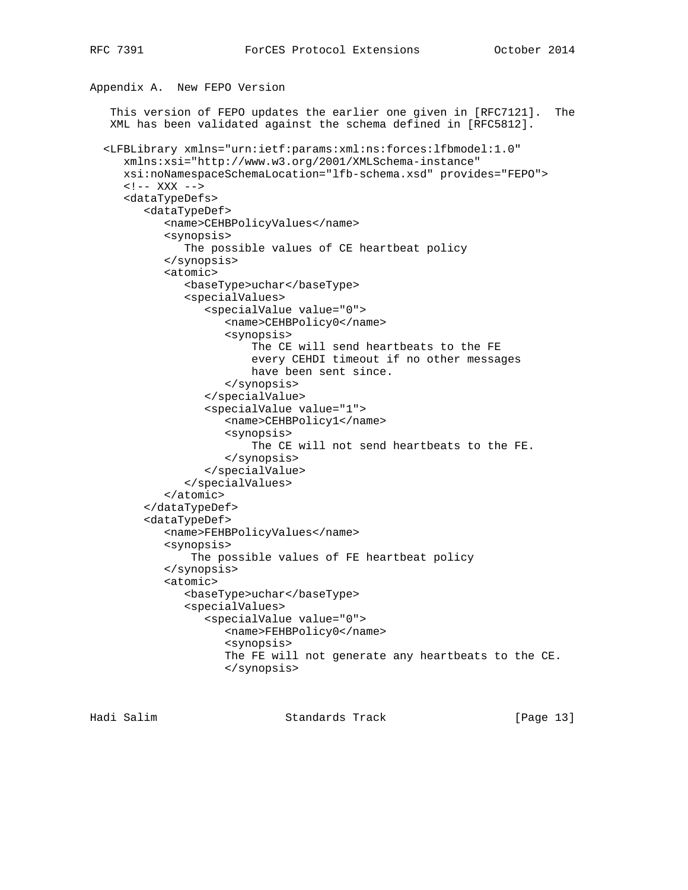## Appendix A. New FEPO Version

This version of FEPO updates the earlier one given in [RFC7121]. The XML has been validated against the schema defined in [RFC5812].

```
<LFBLibrary xmlns="urn:ietf:params:xml:ns:forces:lfbmodel:1.0"
   xmlns:xsi="http://www.w3.org/2001/XMLSchema-instance"
   xsi:noNamespaceSchemaLocation="lfb-schema.xsd" provides="FEPO">
   <!-- XXX -->
   <dataTypeDefs>
      <dataTypeDef>
         <name>CEHBPolicyValues</name>
         <synopsis>
            The possible values of CE heartbeat policy
         </synopsis>
         <atomic>
            <baseType>uchar</baseType>
            <specialValues>
               <specialValue value="0">
                  <name>CEHBPolicy0</name>
                  <synopsis>
                      The CE will send heartbeats to the FE
                      every CEHDI timeout if no other messages
                      have been sent since.
                  </synopsis>
               </specialValue>
               <specialValue value="1">
                  <name>CEHBPolicy1</name>
                  <synopsis>
                      The CE will not send heartbeats to the FE.
                  </synopsis>
               </specialValue>
            </specialValues>
         </atomic>
      </dataTypeDef>
      <dataTypeDef>
         <name>FEHBPolicyValues</name>
         <synopsis>
             The possible values of FE heartbeat policy
         </synopsis>
         <atomic>
            <baseType>uchar</baseType>
            <specialValues>
               <specialValue value="0">
                  <name>FEHBPolicy0</name>
                  <synopsis>
                  The FE will not generate any heartbeats to the CE.
                  </synopsis>
```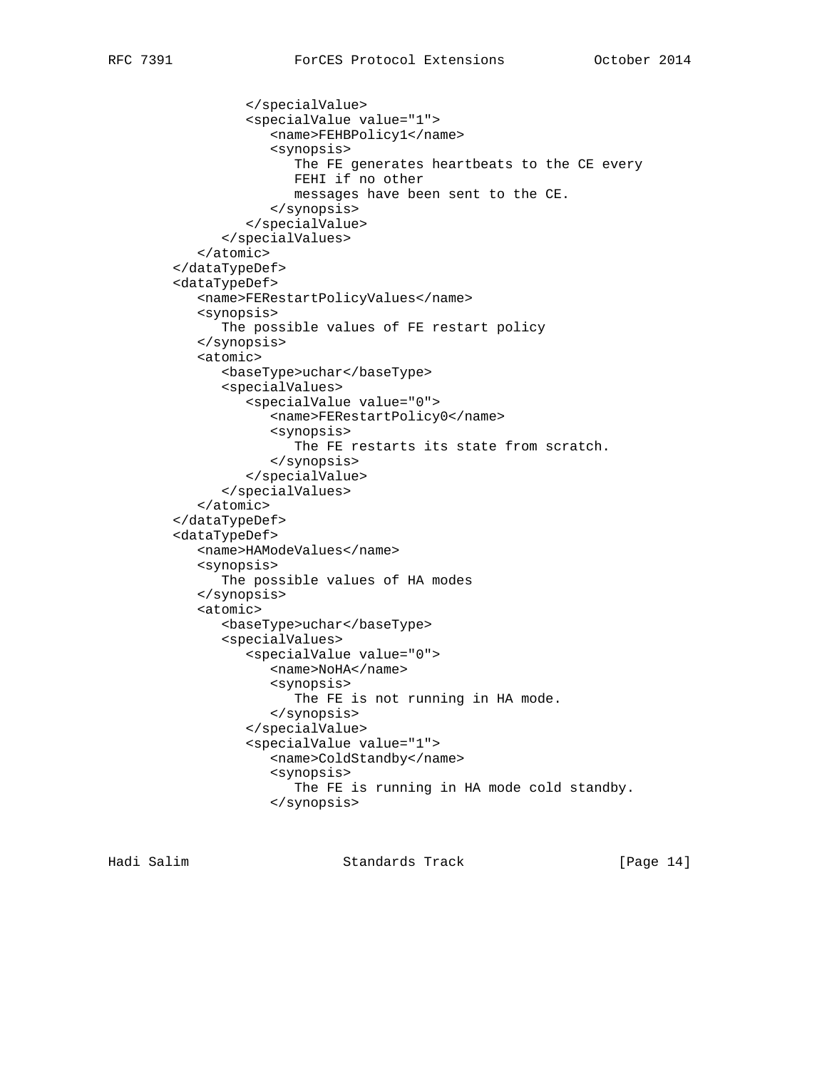```
               </specialValue>
               <specialValue value="1">
                  <name>FEHBPolicy1</name>
                  <synopsis>
                     The FE generates heartbeats to the CE every
                     FEHI if no other
                     messages have been sent to the CE.
                  </synopsis>
               </specialValue>
            </specialValues>
         </atomic>
      </dataTypeDef>
      <dataTypeDef>
         <name>FERestartPolicyValues</name>
         <synopsis>
            The possible values of FE restart policy
         </synopsis>
         <atomic>
            <baseType>uchar</baseType>
            <specialValues>
               <specialValue value="0">
                  <name>FERestartPolicy0</name>
                  <synopsis>
                     The FE restarts its state from scratch.
                  </synopsis>
               </specialValue>
            </specialValues>
         </atomic>
      </dataTypeDef>
      <dataTypeDef>
         <name>HAModeValues</name>
         <synopsis>
            The possible values of HA modes
         </synopsis>
         <atomic>
            <baseType>uchar</baseType>
            <specialValues>
               <specialValue value="0">
                  <name>NoHA</name>
                  <synopsis>
                     The FE is not running in HA mode.
                  </synopsis>
               </specialValue>
               <specialValue value="1">
                  <name>ColdStandby</name>
                  <synopsis>
                     The FE is running in HA mode cold standby.
                  </synopsis>
```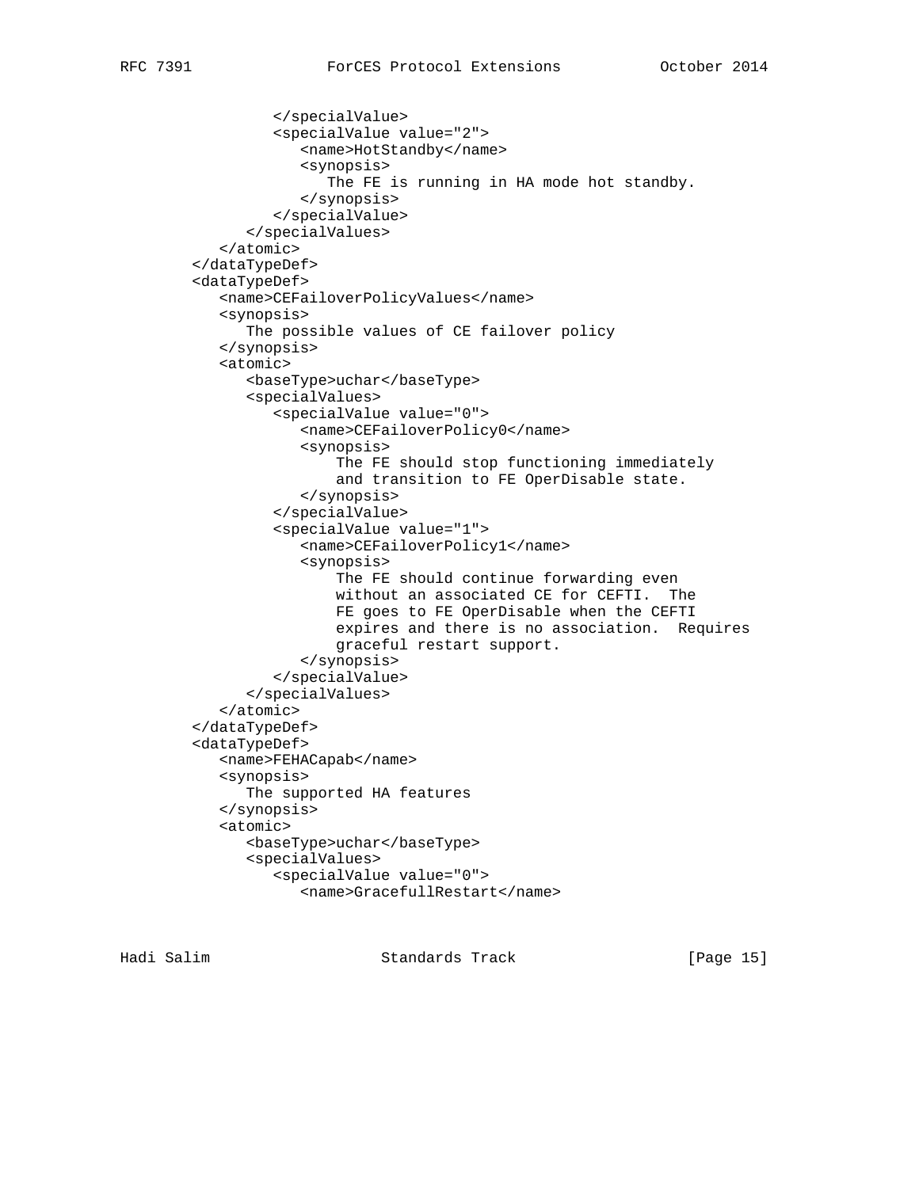```
               </specialValue>
               <specialValue value="2">
                  <name>HotStandby</name>
                  <synopsis>
                     The FE is running in HA mode hot standby.
                  </synopsis>
               </specialValue>
            </specialValues>
         </atomic>
      </dataTypeDef>
      <dataTypeDef>
         <name>CEFailoverPolicyValues</name>
         <synopsis>
            The possible values of CE failover policy
         </synopsis>
         <atomic>
            <baseType>uchar</baseType>
            <specialValues>
               <specialValue value="0">
                  <name>CEFailoverPolicy0</name>
                  <synopsis>
                      The FE should stop functioning immediately
                      and transition to FE OperDisable state.
                  </synopsis>
               </specialValue>
               <specialValue value="1">
                  <name>CEFailoverPolicy1</name>
                  <synopsis>
                      The FE should continue forwarding even
                      without an associated CE for CEFTI.  The
                      FE goes to FE OperDisable when the CEFTI
                      expires and there is no association.  Requires
                      graceful restart support.
                  </synopsis>
               </specialValue>
            </specialValues>
         </atomic>
      </dataTypeDef>
      <dataTypeDef>
         <name>FEHACapab</name>
         <synopsis>
            The supported HA features
         </synopsis>
         <atomic>
            <baseType>uchar</baseType>
            <specialValues>
               <specialValue value="0">
                  <name>GracefullRestart</name>
```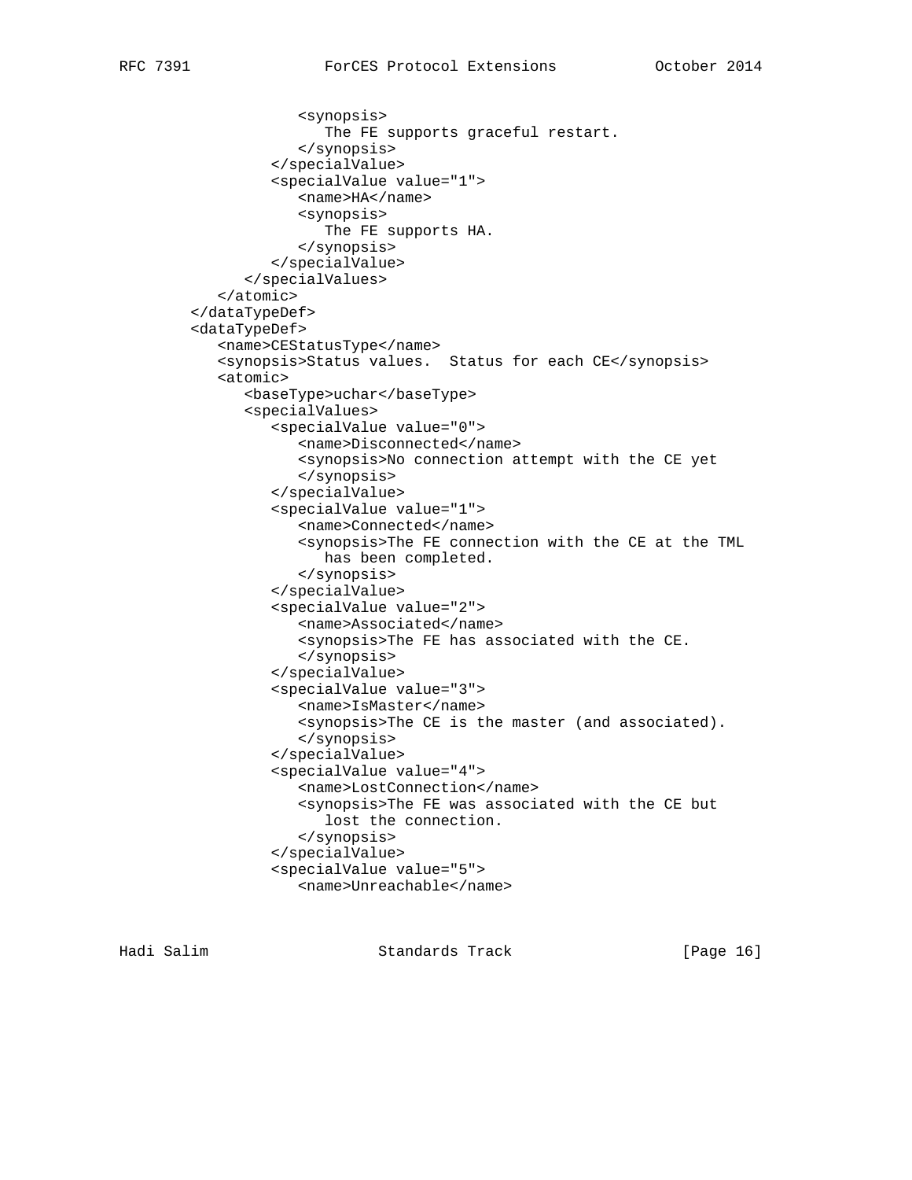```
                 <synopsis>
                    The FE supports graceful restart.
                 </synopsis>
              </specialValue>
              <specialValue value="1">
                 <name>HA</name>
                 <synopsis>
                    The FE supports HA.
                 </synopsis>
              </specialValue>
           </specialValues>
        </atomic>
     </dataTypeDef>
     <dataTypeDef>
        <name>CEStatusType</name>
        <synopsis>Status values.  Status for each CE</synopsis>
        <atomic>
           <baseType>uchar</baseType>
           <specialValues>
              <specialValue value="0">
                 <name>Disconnected</name>
                 <synopsis>No connection attempt with the CE yet
                 </synopsis>
              </specialValue>
              <specialValue value="1">
                 <name>Connected</name>
                 <synopsis>The FE connection with the CE at the TML
                    has been completed.
                 </synopsis>
              </specialValue>
              <specialValue value="2">
                 <name>Associated</name>
                 <synopsis>The FE has associated with the CE.
                 </synopsis>
              </specialValue>
              <specialValue value="3">
                 <name>IsMaster</name>
                 <synopsis>The CE is the master (and associated).
                 </synopsis>
              </specialValue>
              <specialValue value="4">
                 <name>LostConnection</name>
                 <synopsis>The FE was associated with the CE but
                    lost the connection.
                 </synopsis>
              </specialValue>
              <specialValue value="5">
                 <name>Unreachable</name>
```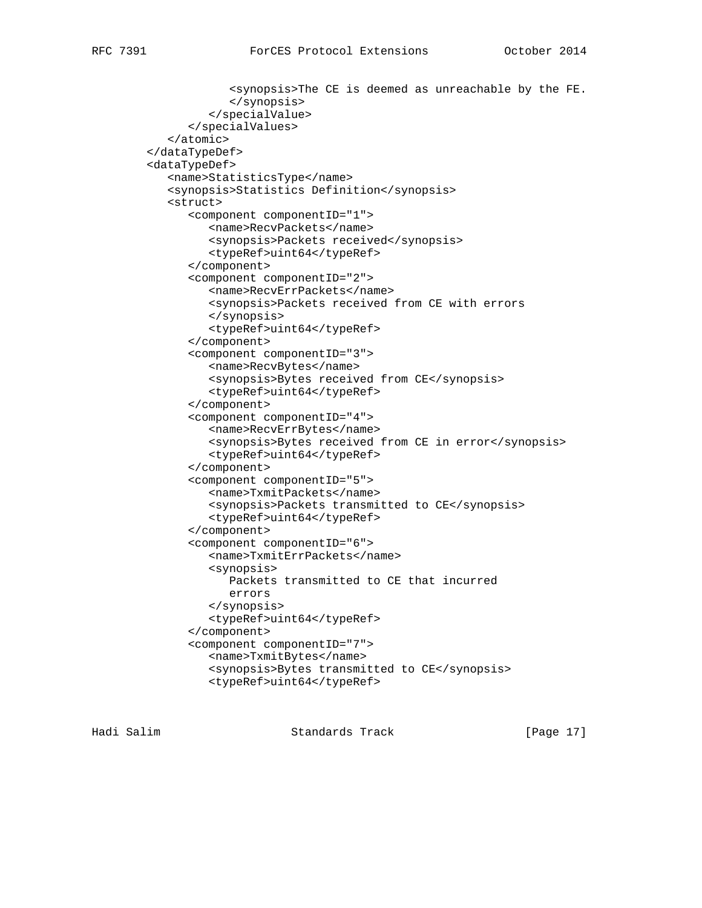```
                  <synopsis>The CE is deemed as unreachable by the FE.
                  </synopsis>
               </specialValue>
            </specialValues>
         </atomic>
      </dataTypeDef>
      <dataTypeDef>
         <name>StatisticsType</name>
         <synopsis>Statistics Definition</synopsis>
         <struct>
            <component componentID="1">
               <name>RecvPackets</name>
               <synopsis>Packets received</synopsis>
               <typeRef>uint64</typeRef>
            </component>
            <component componentID="2">
               <name>RecvErrPackets</name>
               <synopsis>Packets received from CE with errors
               </synopsis>
               <typeRef>uint64</typeRef>
            </component>
            <component componentID="3">
               <name>RecvBytes</name>
               <synopsis>Bytes received from CE</synopsis>
               <typeRef>uint64</typeRef>
            </component>
            <component componentID="4">
               <name>RecvErrBytes</name>
               <synopsis>Bytes received from CE in error</synopsis>
               <typeRef>uint64</typeRef>
            </component>
            <component componentID="5">
               <name>TxmitPackets</name>
               <synopsis>Packets transmitted to CE</synopsis>
               <typeRef>uint64</typeRef>
            </component>
            <component componentID="6">
               <name>TxmitErrPackets</name>
               <synopsis>
                  Packets transmitted to CE that incurred
                  errors
               </synopsis>
               <typeRef>uint64</typeRef>
            </component>
            <component componentID="7">
               <name>TxmitBytes</name>
               <synopsis>Bytes transmitted to CE</synopsis>
               <typeRef>uint64</typeRef>
```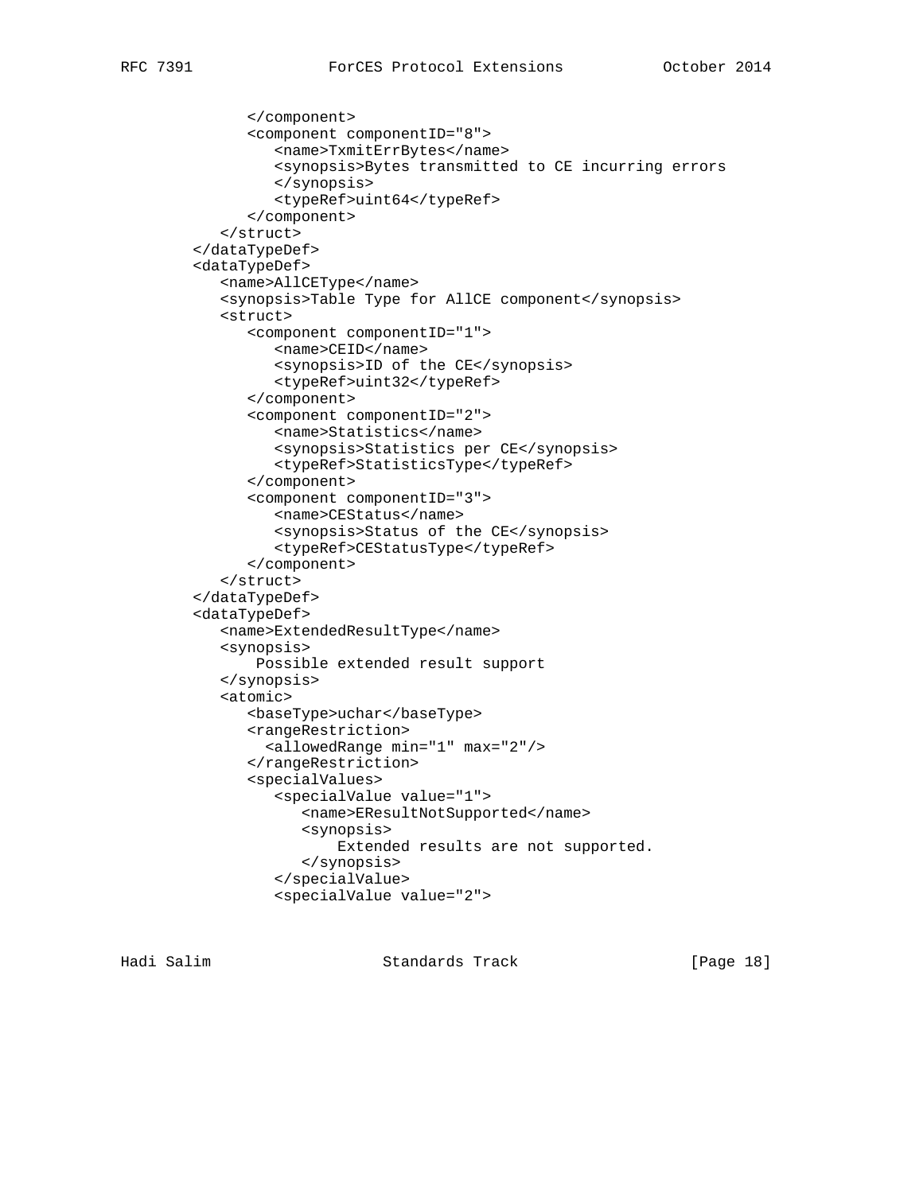```
            </component>
            <component componentID="8">
               <name>TxmitErrBytes</name>
               <synopsis>Bytes transmitted to CE incurring errors
               </synopsis>
               <typeRef>uint64</typeRef>
            </component>
         </struct>
      </dataTypeDef>
      <dataTypeDef>
         <name>AllCEType</name>
         <synopsis>Table Type for AllCE component</synopsis>
         <struct>
            <component componentID="1">
               <name>CEID</name>
               <synopsis>ID of the CE</synopsis>
               <typeRef>uint32</typeRef>
            </component>
            <component componentID="2">
               <name>Statistics</name>
               <synopsis>Statistics per CE</synopsis>
               <typeRef>StatisticsType</typeRef>
            </component>
            <component componentID="3">
               <name>CEStatus</name>
               <synopsis>Status of the CE</synopsis>
               <typeRef>CEStatusType</typeRef>
            </component>
         </struct>
      </dataTypeDef>
      <dataTypeDef>
         <name>ExtendedResultType</name>
         <synopsis>
             Possible extended result support
         </synopsis>
         <atomic>
            <baseType>uchar</baseType>
            <rangeRestriction>
              <allowedRange min="1" max="2"/>
            </rangeRestriction>
            <specialValues>
               <specialValue value="1">
                  <name>EResultNotSupported</name>
                  <synopsis>
                      Extended results are not supported.
                  </synopsis>
               </specialValue>
               <specialValue value="2">
```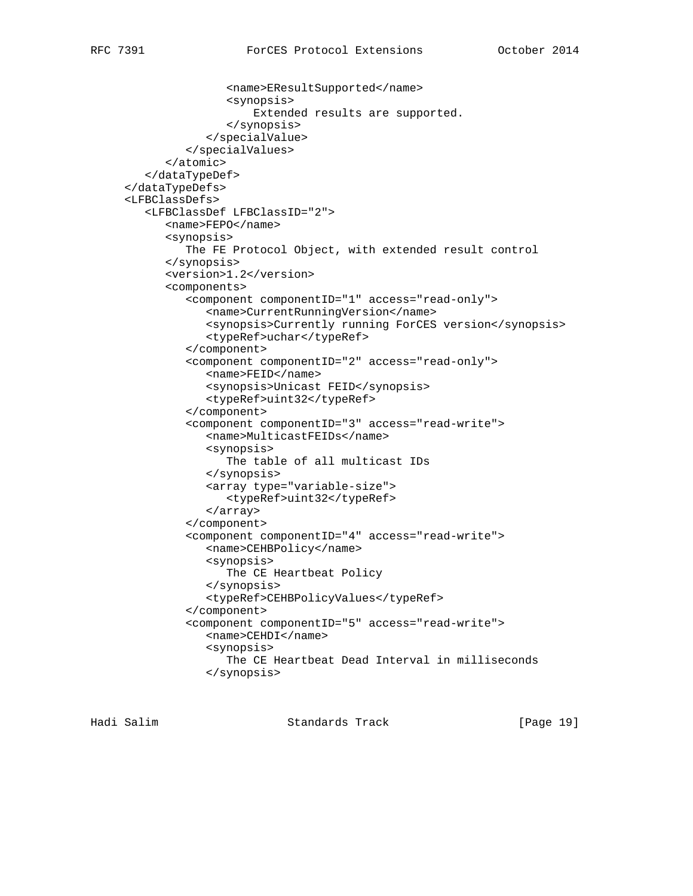```
                  <name>EResultSupported</name>
                  <synopsis>
                      Extended results are supported.
                  </synopsis>
               </specialValue>
            </specialValues>
         </atomic>
      </dataTypeDef>
   </dataTypeDefs>
   <LFBClassDefs>
      <LFBClassDef LFBClassID="2">
         <name>FEPO</name>
         <synopsis>
            The FE Protocol Object, with extended result control
         </synopsis>
         <version>1.2</version>
         <components>
            <component componentID="1" access="read-only">
               <name>CurrentRunningVersion</name>
               <synopsis>Currently running ForCES version</synopsis>
               <typeRef>uchar</typeRef>
            </component>
            <component componentID="2" access="read-only">
               <name>FEID</name>
               <synopsis>Unicast FEID</synopsis>
               <typeRef>uint32</typeRef>
            </component>
            <component componentID="3" access="read-write">
               <name>MulticastFEIDs</name>
               <synopsis>
                  The table of all multicast IDs
               </synopsis>
               <array type="variable-size">
                  <typeRef>uint32</typeRef>
               </array>
            </component>
            <component componentID="4" access="read-write">
               <name>CEHBPolicy</name>
               <synopsis>
                  The CE Heartbeat Policy
               </synopsis>
               <typeRef>CEHBPolicyValues</typeRef>
            </component>
            <component componentID="5" access="read-write">
               <name>CEHDI</name>
               <synopsis>
                  The CE Heartbeat Dead Interval in milliseconds
               </synopsis>
```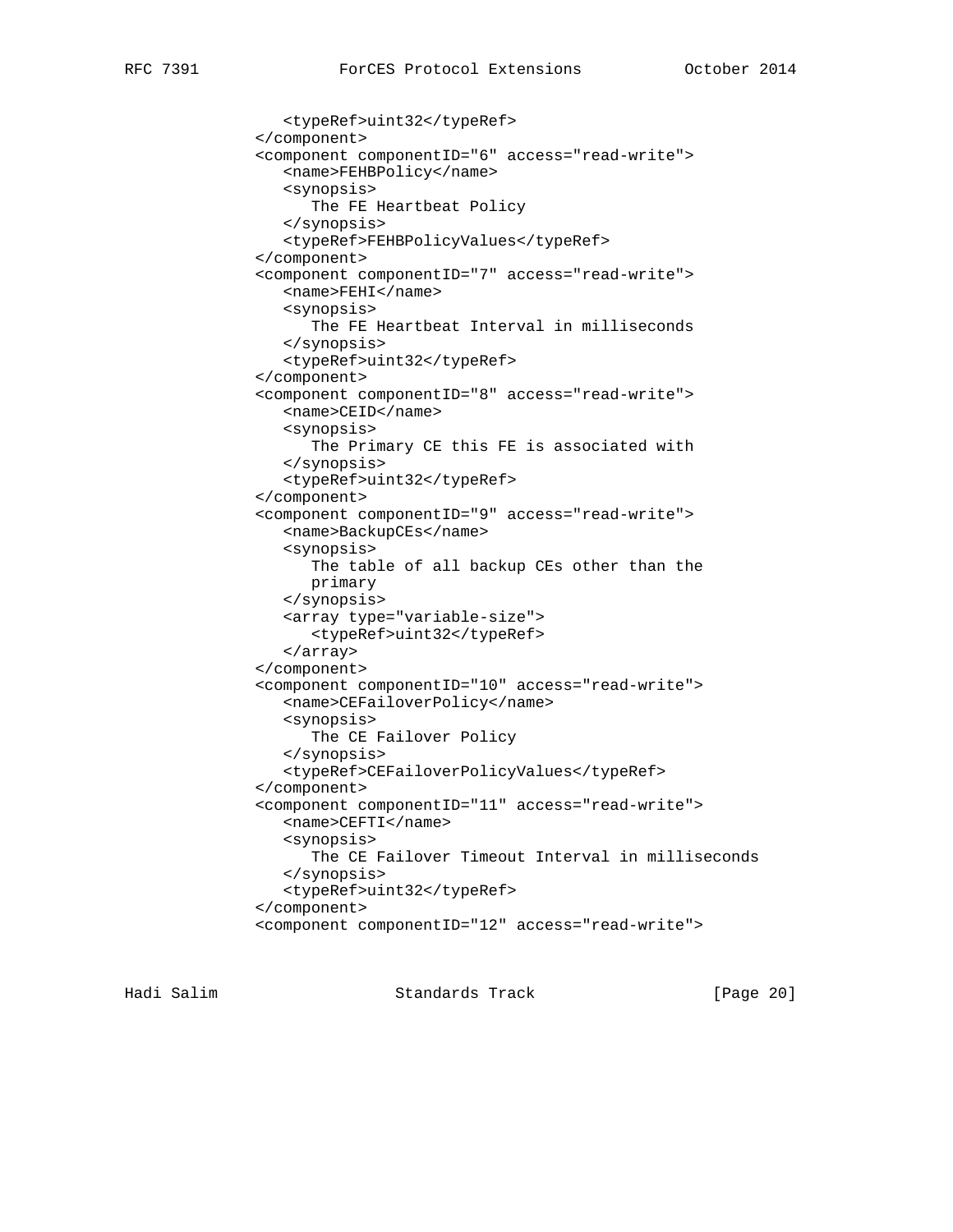```
               <typeRef>uint32</typeRef>
            </component>
            <component componentID="6" access="read-write">
               <name>FEHBPolicy</name>
               <synopsis>
                  The FE Heartbeat Policy
               </synopsis>
               <typeRef>FEHBPolicyValues</typeRef>
            </component>
            <component componentID="7" access="read-write">
               <name>FEHI</name>
               <synopsis>
                  The FE Heartbeat Interval in milliseconds
               </synopsis>
               <typeRef>uint32</typeRef>
            </component>
            <component componentID="8" access="read-write">
               <name>CEID</name>
               <synopsis>
                  The Primary CE this FE is associated with
               </synopsis>
               <typeRef>uint32</typeRef>
            </component>
            <component componentID="9" access="read-write">
               <name>BackupCEs</name>
               <synopsis>
                  The table of all backup CEs other than the
                  primary
               </synopsis>
               <array type="variable-size">
                  <typeRef>uint32</typeRef>
               </array>
            </component>
            <component componentID="10" access="read-write">
               <name>CEFailoverPolicy</name>
               <synopsis>
                  The CE Failover Policy
               </synopsis>
               <typeRef>CEFailoverPolicyValues</typeRef>
            </component>
            <component componentID="11" access="read-write">
               <name>CEFTI</name>
               <synopsis>
                  The CE Failover Timeout Interval in milliseconds
               </synopsis>
               <typeRef>uint32</typeRef>
            </component>
            <component componentID="12" access="read-write">
```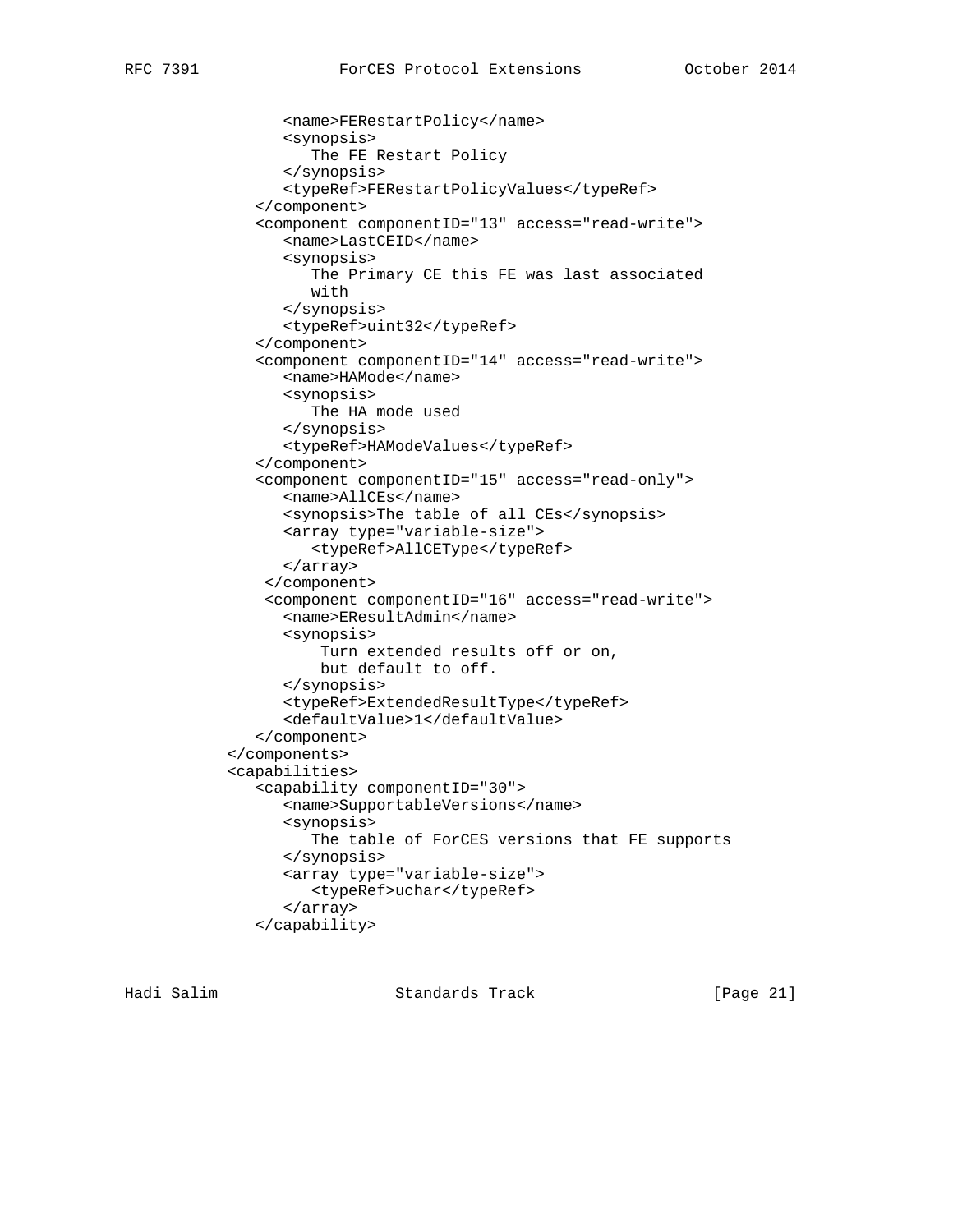```
               <name>FERestartPolicy</name>
               <synopsis>
                  The FE Restart Policy
               </synopsis>
               <typeRef>FERestartPolicyValues</typeRef>
            </component>
            <component componentID="13" access="read-write">
               <name>LastCEID</name>
               <synopsis>
                  The Primary CE this FE was last associated
                  with
               </synopsis>
               <typeRef>uint32</typeRef>
            </component>
            <component componentID="14" access="read-write">
               <name>HAMode</name>
               <synopsis>
                  The HA mode used
               </synopsis>
               <typeRef>HAModeValues</typeRef>
            </component>
            <component componentID="15" access="read-only">
               <name>AllCEs</name>
               <synopsis>The table of all CEs</synopsis>
               <array type="variable-size">
                  <typeRef>AllCEType</typeRef>
               </array>
             </component>
             <component componentID="16" access="read-write">
               <name>EResultAdmin</name>
               <synopsis>
                   Turn extended results off or on,
                   but default to off.
               </synopsis>
               <typeRef>ExtendedResultType</typeRef>
               <defaultValue>1</defaultValue>
            </component>
         </components>
         <capabilities>
            <capability componentID="30">
               <name>SupportableVersions</name>
               <synopsis>
                  The table of ForCES versions that FE supports
               </synopsis>
               <array type="variable-size">
                  <typeRef>uchar</typeRef>
               </array>
            </capability>
```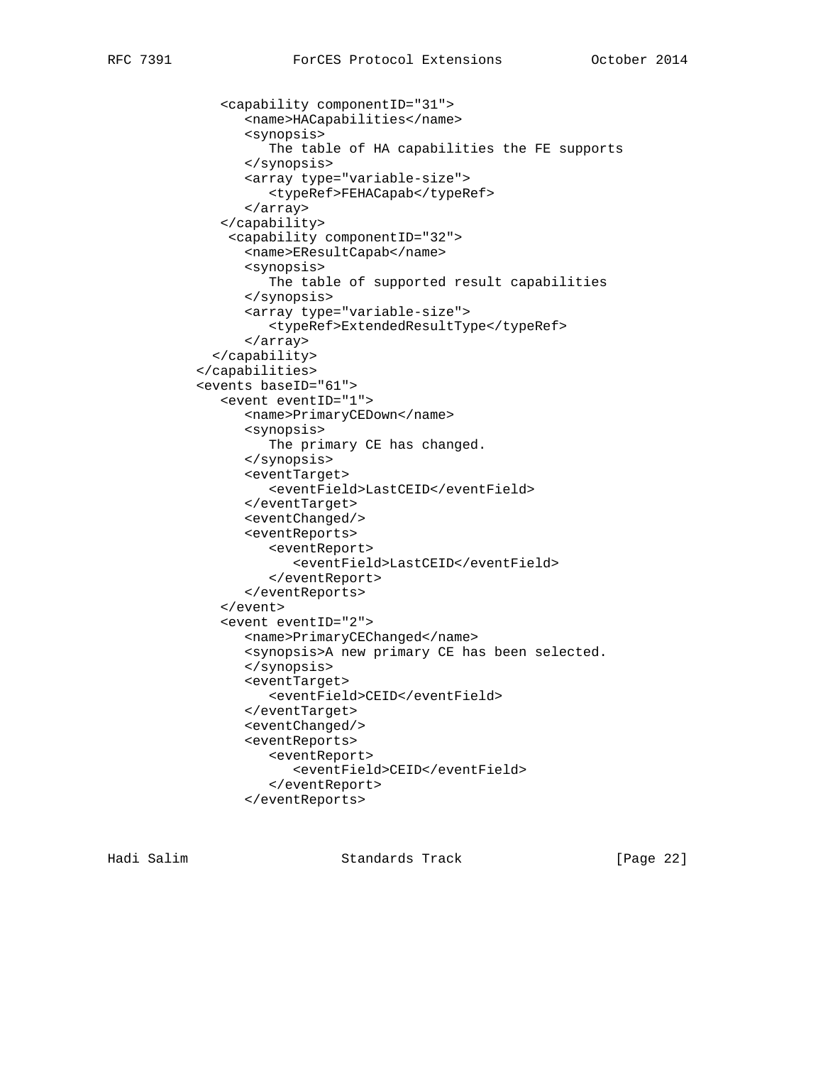```
            <capability componentID="31">
               <name>HACapabilities</name>
               <synopsis>
                  The table of HA capabilities the FE supports
               </synopsis>
               <array type="variable-size">
                  <typeRef>FEHACapab</typeRef>
               </array>
            </capability>
             <capability componentID="32">
               <name>EResultCapab</name>
               <synopsis>
                  The table of supported result capabilities
               </synopsis>
               <array type="variable-size">
                  <typeRef>ExtendedResultType</typeRef>
               </array>
           </capability>
         </capabilities>
         <events baseID="61">
            <event eventID="1">
               <name>PrimaryCEDown</name>
               <synopsis>
                  The primary CE has changed.
               </synopsis>
               <eventTarget>
                  <eventField>LastCEID</eventField>
               </eventTarget>
               <eventChanged/>
               <eventReports>
                  <eventReport>
                     <eventField>LastCEID</eventField>
                  </eventReport>
               </eventReports>
            </event>
            <event eventID="2">
               <name>PrimaryCEChanged</name>
               <synopsis>A new primary CE has been selected.
               </synopsis>
               <eventTarget>
                  <eventField>CEID</eventField>
               </eventTarget>
               <eventChanged/>
               <eventReports>
                  <eventReport>
                     <eventField>CEID</eventField>
                  </eventReport>
               </eventReports>
```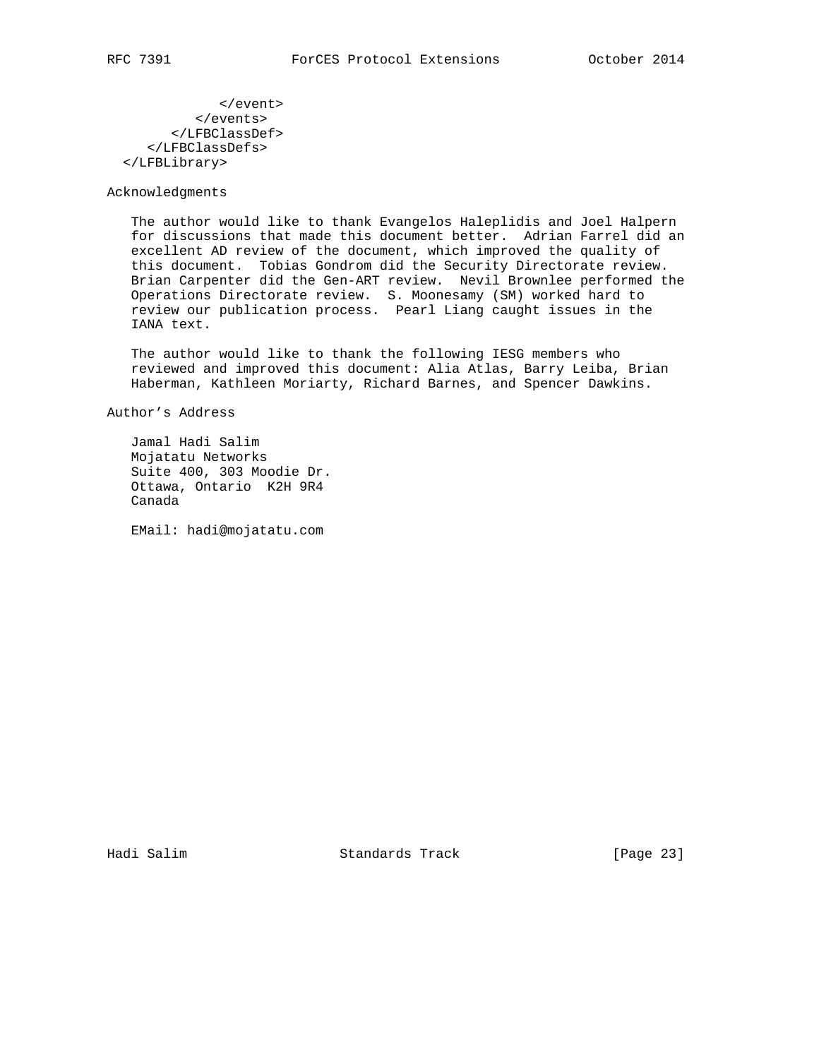```
            </event>
         </events>
      </LFBClassDef>
   </LFBClassDefs>
 </LFBLibrary>
```

## Acknowledgments

The author would like to thank Evangelos Haleplidis and Joel Halpern for discussions that made this document better. Adrian Farrel did an excellent AD review of the document, which improved the quality of this document. Tobias Gondrom did the Security Directorate review. Brian Carpenter did the Gen-ART review. Nevil Brownlee performed the Operations Directorate review. S. Moonesamy (SM) worked hard to review our publication process. Pearl Liang caught issues in the IANA text.

The author would like to thank the following IESG members who reviewed and improved this document: Alia Atlas, Barry Leiba, Brian Haberman, Kathleen Moriarty, Richard Barnes, and Spencer Dawkins.

## Author's Address

Jamal Hadi Salim
Mojatatu Networks
Suite 400, 303 Moodie Dr.
Ottawa, Ontario K2H 9R4
Canada

EMail: hadi@mojatatu.com